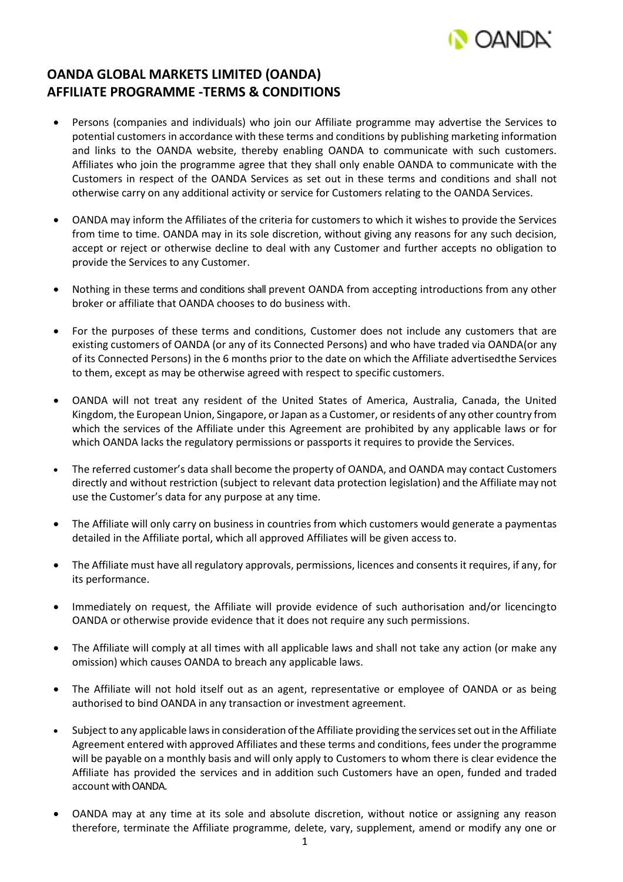## OANDA GLOBAL MARKETS LIMITED (OANDA) AFFILIATE PROGRAMME -TERMS & CONDITIONS

- Persons (companies and individuals) who join our Affiliate programme may advertise the Services to potential customers in accordance with these terms and conditions by publishing marketing information and links to the OANDA website, thereby enabling OANDA to communicate with such customers. Affiliates who join the programme agree that they shall only enable OANDA to communicate with the Customers in respect of the OANDA Services as set out in these terms and conditions and shall not otherwise carry on any additional activity or service for Customers relating to the OANDA Services.

- OANDA may inform the Affiliates of the criteria for customers to which it wishes to provide the Services from time to time. OANDA may in its sole discretion, without giving any reasons for any such decision, accept or reject or otherwise decline to deal with any Customer and further accepts no obligation to provide the Services to any Customer.

- Nothing in these terms and conditions shall prevent OANDA from accepting introductions from any other broker or affiliate that OANDA chooses to do business with.

- For the purposes of these terms and conditions, Customer does not include any customers that are existing customers of OANDA (or any of its Connected Persons) and who have traded via OANDA(or any of its Connected Persons) in the 6 months prior to the date on which the Affiliate advertisedthe Services to them, except as may be otherwise agreed with respect to specific customers.

- OANDA will not treat any resident of the United States of America, Australia, Canada, the United Kingdom, the European Union, Singapore, or Japan as a Customer, or residents of any other country from which the services of the Affiliate under this Agreement are prohibited by any applicable laws or for which OANDA lacks the regulatory permissions or passports it requires to provide the Services.

- The referred customer's data shall become the property of OANDA, and OANDA may contact Customers directly and without restriction (subject to relevant data protection legislation) and the Affiliate may not use the Customer's data for any purpose at any time.

- The Affiliate will only carry on business in countries from which customers would generate a paymentas detailed in the Affiliate portal, which all approved Affiliates will be given access to.

- The Affiliate must have all regulatory approvals, permissions, licences and consents it requires, if any, for its performance.

- Immediately on request, the Affiliate will provide evidence of such authorisation and/or licencingto OANDA or otherwise provide evidence that it does not require any such permissions.

- The Affiliate will comply at all times with all applicable laws and shall not take any action (or make any omission) which causes OANDA to breach any applicable laws.

- The Affiliate will not hold itself out as an agent, representative or employee of OANDA or as being authorised to bind OANDA in any transaction or investment agreement.

- Subject to any applicable laws in consideration of the Affiliate providing the services set out in the Affiliate Agreement entered with approved Affiliates and these terms and conditions, fees under the programme will be payable on a monthly basis and will only apply to Customers to whom there is clear evidence the Affiliate has provided the services and in addition such Customers have an open, funded and traded account with OANDA.

- OANDA may at any time at its sole and absolute discretion, without notice or assigning any reason therefore, terminate the Affiliate programme, delete, vary, supplement, amend or modify any one or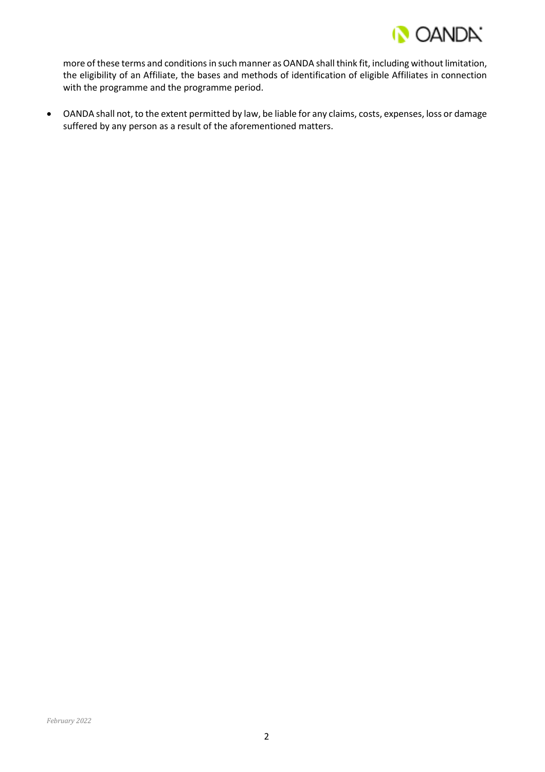more of these terms and conditions in such manner as OANDA shall think fit, including without limitation, the eligibility of an Affiliate, the bases and methods of identification of eligible Affiliates in connection with the programme and the programme period.

- OANDA shall not, to the extent permitted by law, be liable for any claims, costs, expenses, loss or damage suffered by any person as a result of the aforementioned matters.